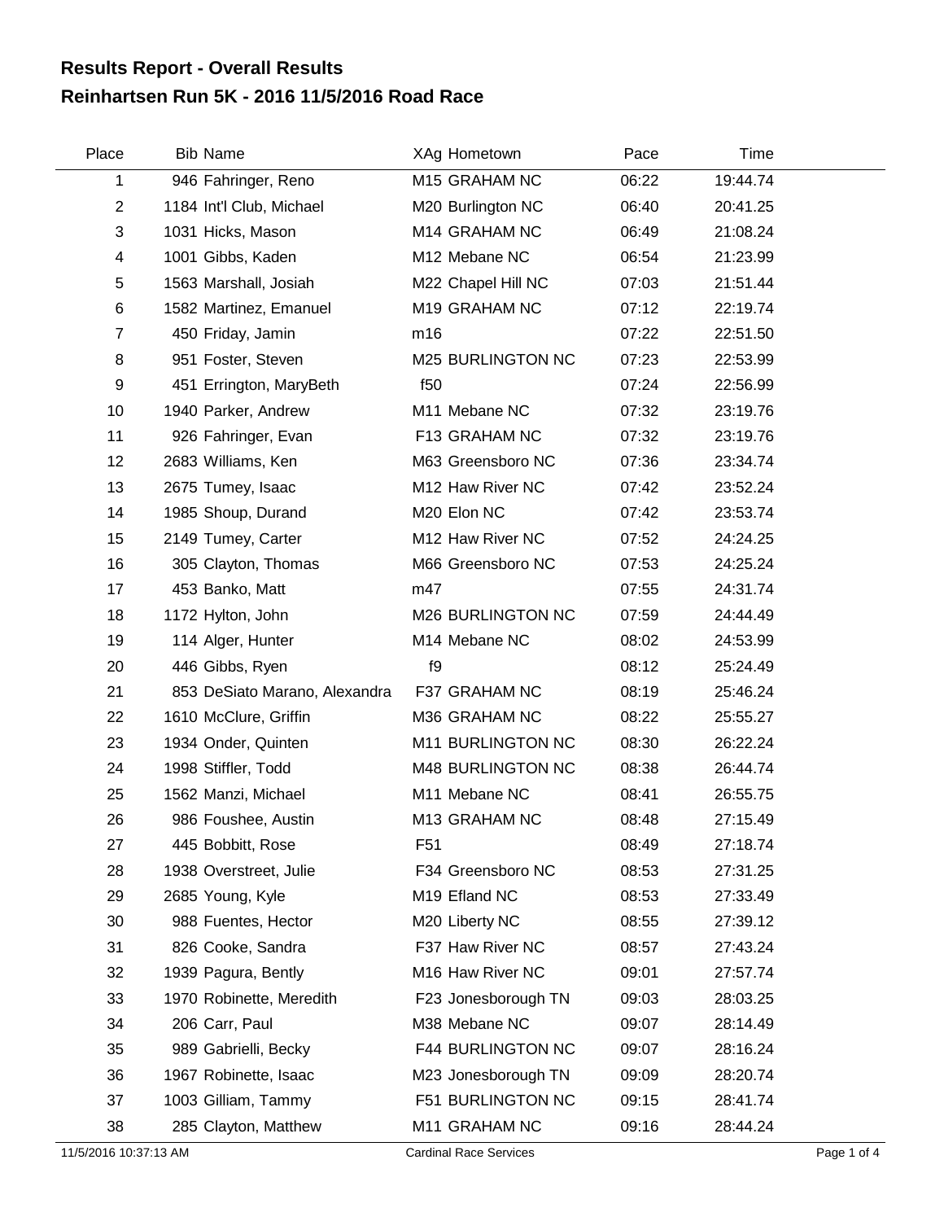# Results Report - Overall Results

## Reinhartsen Run 5K - 2016 11/5/2016 Road Race

| Place | Bib | Name | XAg | Hometown | Pace | Time |
|---|---|---|---|---|---|---|
| 1 | 946 | Fahringer, Reno | M15 | GRAHAM NC | 06:22 | 19:44.74 |
| 2 | 1184 | Int'l Club, Michael | M20 | Burlington NC | 06:40 | 20:41.25 |
| 3 | 1031 | Hicks, Mason | M14 | GRAHAM NC | 06:49 | 21:08.24 |
| 4 | 1001 | Gibbs, Kaden | M12 | Mebane NC | 06:54 | 21:23.99 |
| 5 | 1563 | Marshall, Josiah | M22 | Chapel Hill NC | 07:03 | 21:51.44 |
| 6 | 1582 | Martinez, Emanuel | M19 | GRAHAM NC | 07:12 | 22:19.74 |
| 7 | 450 | Friday, Jamin | m16 | | 07:22 | 22:51.50 |
| 8 | 951 | Foster, Steven | M25 | BURLINGTON NC | 07:23 | 22:53.99 |
| 9 | 451 | Errington, MaryBeth | f50 | | 07:24 | 22:56.99 |
| 10 | 1940 | Parker, Andrew | M11 | Mebane NC | 07:32 | 23:19.76 |
| 11 | 926 | Fahringer, Evan | F13 | GRAHAM NC | 07:32 | 23:19.76 |
| 12 | 2683 | Williams, Ken | M63 | Greensboro NC | 07:36 | 23:34.74 |
| 13 | 2675 | Tumey, Isaac | M12 | Haw River NC | 07:42 | 23:52.24 |
| 14 | 1985 | Shoup, Durand | M20 | Elon NC | 07:42 | 23:53.74 |
| 15 | 2149 | Tumey, Carter | M12 | Haw River NC | 07:52 | 24:24.25 |
| 16 | 305 | Clayton, Thomas | M66 | Greensboro NC | 07:53 | 24:25.24 |
| 17 | 453 | Banko, Matt | m47 | | 07:55 | 24:31.74 |
| 18 | 1172 | Hylton, John | M26 | BURLINGTON NC | 07:59 | 24:44.49 |
| 19 | 114 | Alger, Hunter | M14 | Mebane NC | 08:02 | 24:53.99 |
| 20 | 446 | Gibbs, Ryen | f9 | | 08:12 | 25:24.49 |
| 21 | 853 | DeSiato Marano, Alexandra | F37 | GRAHAM NC | 08:19 | 25:46.24 |
| 22 | 1610 | McClure, Griffin | M36 | GRAHAM NC | 08:22 | 25:55.27 |
| 23 | 1934 | Onder, Quinten | M11 | BURLINGTON NC | 08:30 | 26:22.24 |
| 24 | 1998 | Stiffler, Todd | M48 | BURLINGTON NC | 08:38 | 26:44.74 |
| 25 | 1562 | Manzi, Michael | M11 | Mebane NC | 08:41 | 26:55.75 |
| 26 | 986 | Foushee, Austin | M13 | GRAHAM NC | 08:48 | 27:15.49 |
| 27 | 445 | Bobbitt, Rose | F51 | | 08:49 | 27:18.74 |
| 28 | 1938 | Overstreet, Julie | F34 | Greensboro NC | 08:53 | 27:31.25 |
| 29 | 2685 | Young, Kyle | M19 | Efland NC | 08:53 | 27:33.49 |
| 30 | 988 | Fuentes, Hector | M20 | Liberty NC | 08:55 | 27:39.12 |
| 31 | 826 | Cooke, Sandra | F37 | Haw River NC | 08:57 | 27:43.24 |
| 32 | 1939 | Pagura, Bently | M16 | Haw River NC | 09:01 | 27:57.74 |
| 33 | 1970 | Robinette, Meredith | F23 | Jonesborough TN | 09:03 | 28:03.25 |
| 34 | 206 | Carr, Paul | M38 | Mebane NC | 09:07 | 28:14.49 |
| 35 | 989 | Gabrielli, Becky | F44 | BURLINGTON NC | 09:07 | 28:16.24 |
| 36 | 1967 | Robinette, Isaac | M23 | Jonesborough TN | 09:09 | 28:20.74 |
| 37 | 1003 | Gilliam, Tammy | F51 | BURLINGTON NC | 09:15 | 28:41.74 |
| 38 | 285 | Clayton, Matthew | M11 | GRAHAM NC | 09:16 | 28:44.24 |

11/5/2016 10:37:13 AM — Cardinal Race Services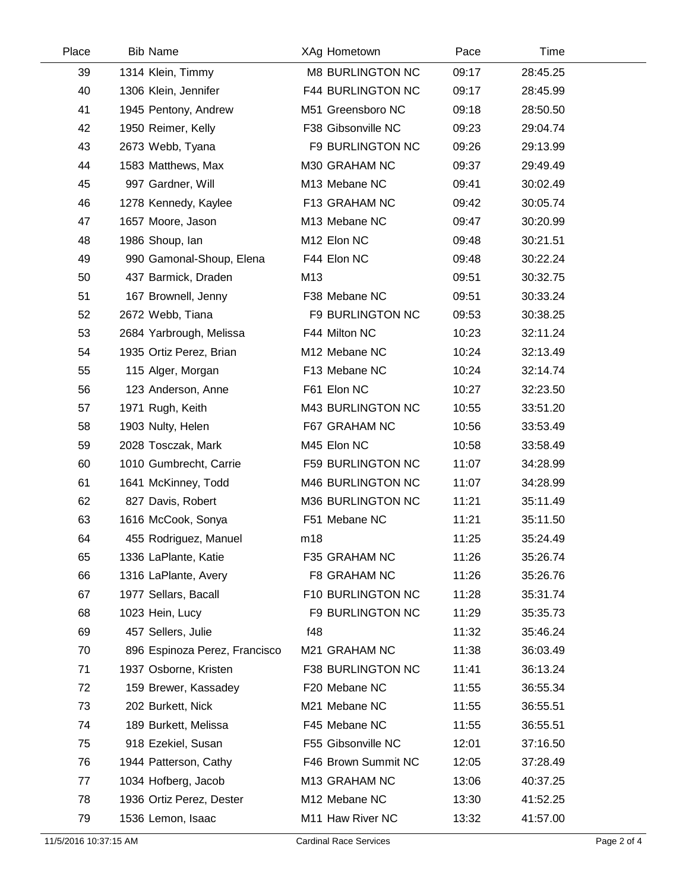| Place | Bib | Name | XAg | Hometown | Pace | Time |
|---|---|---|---|---|---|---|
| 39 | 1314 | Klein, Timmy | M8 | BURLINGTON NC | 09:17 | 28:45.25 |
| 40 | 1306 | Klein, Jennifer | F44 | BURLINGTON NC | 09:17 | 28:45.99 |
| 41 | 1945 | Pentony, Andrew | M51 | Greensboro NC | 09:18 | 28:50.50 |
| 42 | 1950 | Reimer, Kelly | F38 | Gibsonville NC | 09:23 | 29:04.74 |
| 43 | 2673 | Webb, Tyana | F9 | BURLINGTON NC | 09:26 | 29:13.99 |
| 44 | 1583 | Matthews, Max | M30 | GRAHAM NC | 09:37 | 29:49.49 |
| 45 | 997 | Gardner, Will | M13 | Mebane NC | 09:41 | 30:02.49 |
| 46 | 1278 | Kennedy, Kaylee | F13 | GRAHAM NC | 09:42 | 30:05.74 |
| 47 | 1657 | Moore, Jason | M13 | Mebane NC | 09:47 | 30:20.99 |
| 48 | 1986 | Shoup, Ian | M12 | Elon NC | 09:48 | 30:21.51 |
| 49 | 990 | Gamonal-Shoup, Elena | F44 | Elon NC | 09:48 | 30:22.24 |
| 50 | 437 | Barmick, Draden | M13 | | 09:51 | 30:32.75 |
| 51 | 167 | Brownell, Jenny | F38 | Mebane NC | 09:51 | 30:33.24 |
| 52 | 2672 | Webb, Tiana | F9 | BURLINGTON NC | 09:53 | 30:38.25 |
| 53 | 2684 | Yarbrough, Melissa | F44 | Milton NC | 10:23 | 32:11.24 |
| 54 | 1935 | Ortiz Perez, Brian | M12 | Mebane NC | 10:24 | 32:13.49 |
| 55 | 115 | Alger, Morgan | F13 | Mebane NC | 10:24 | 32:14.74 |
| 56 | 123 | Anderson, Anne | F61 | Elon NC | 10:27 | 32:23.50 |
| 57 | 1971 | Rugh, Keith | M43 | BURLINGTON NC | 10:55 | 33:51.20 |
| 58 | 1903 | Nulty, Helen | F67 | GRAHAM NC | 10:56 | 33:53.49 |
| 59 | 2028 | Tosczak, Mark | M45 | Elon NC | 10:58 | 33:58.49 |
| 60 | 1010 | Gumbrecht, Carrie | F59 | BURLINGTON NC | 11:07 | 34:28.99 |
| 61 | 1641 | McKinney, Todd | M46 | BURLINGTON NC | 11:07 | 34:28.99 |
| 62 | 827 | Davis, Robert | M36 | BURLINGTON NC | 11:21 | 35:11.49 |
| 63 | 1616 | McCook, Sonya | F51 | Mebane NC | 11:21 | 35:11.50 |
| 64 | 455 | Rodriguez, Manuel | m18 | | 11:25 | 35:24.49 |
| 65 | 1336 | LaPlante, Katie | F35 | GRAHAM NC | 11:26 | 35:26.74 |
| 66 | 1316 | LaPlante, Avery | F8 | GRAHAM NC | 11:26 | 35:26.76 |
| 67 | 1977 | Sellars, Bacall | F10 | BURLINGTON NC | 11:28 | 35:31.74 |
| 68 | 1023 | Hein, Lucy | F9 | BURLINGTON NC | 11:29 | 35:35.73 |
| 69 | 457 | Sellers, Julie | f48 | | 11:32 | 35:46.24 |
| 70 | 896 | Espinoza Perez, Francisco | M21 | GRAHAM NC | 11:38 | 36:03.49 |
| 71 | 1937 | Osborne, Kristen | F38 | BURLINGTON NC | 11:41 | 36:13.24 |
| 72 | 159 | Brewer, Kassadey | F20 | Mebane NC | 11:55 | 36:55.34 |
| 73 | 202 | Burkett, Nick | M21 | Mebane NC | 11:55 | 36:55.51 |
| 74 | 189 | Burkett, Melissa | F45 | Mebane NC | 11:55 | 36:55.51 |
| 75 | 918 | Ezekiel, Susan | F55 | Gibsonville NC | 12:01 | 37:16.50 |
| 76 | 1944 | Patterson, Cathy | F46 | Brown Summit NC | 12:05 | 37:28.49 |
| 77 | 1034 | Hofberg, Jacob | M13 | GRAHAM NC | 13:06 | 40:37.25 |
| 78 | 1936 | Ortiz Perez, Dester | M12 | Mebane NC | 13:30 | 41:52.25 |
| 79 | 1536 | Lemon, Isaac | M11 | Haw River NC | 13:32 | 41:57.00 |

11/5/2016 10:37:15 AM — Cardinal Race Services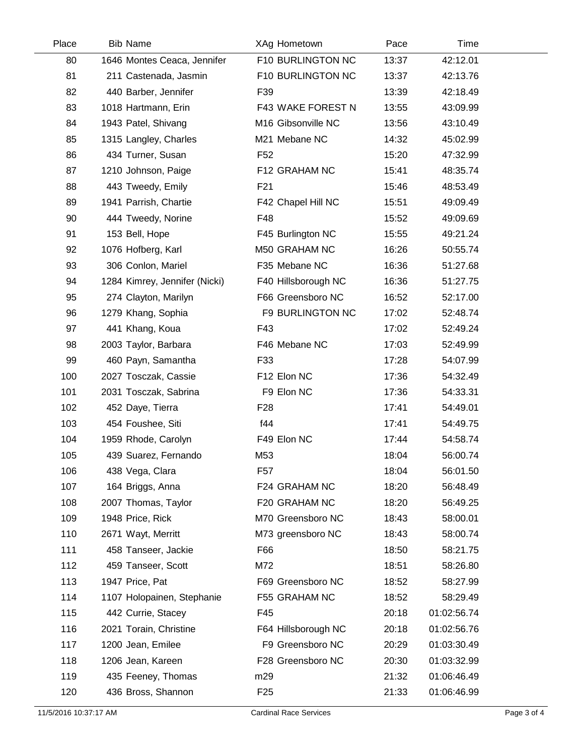| Place | Bib | Name | XAg | Hometown | Pace | Time |
|---|---|---|---|---|---|---|
| 80 | 1646 | Montes Ceaca, Jennifer | F10 | BURLINGTON NC | 13:37 | 42:12.01 |
| 81 | 211 | Castenada, Jasmin | F10 | BURLINGTON NC | 13:37 | 42:13.76 |
| 82 | 440 | Barber, Jennifer | F39 | | 13:39 | 42:18.49 |
| 83 | 1018 | Hartmann, Erin | F43 | WAKE FOREST N | 13:55 | 43:09.99 |
| 84 | 1943 | Patel, Shivang | M16 | Gibsonville NC | 13:56 | 43:10.49 |
| 85 | 1315 | Langley, Charles | M21 | Mebane NC | 14:32 | 45:02.99 |
| 86 | 434 | Turner, Susan | F52 | | 15:20 | 47:32.99 |
| 87 | 1210 | Johnson, Paige | F12 | GRAHAM NC | 15:41 | 48:35.74 |
| 88 | 443 | Tweedy, Emily | F21 | | 15:46 | 48:53.49 |
| 89 | 1941 | Parrish, Chartie | F42 | Chapel Hill NC | 15:51 | 49:09.49 |
| 90 | 444 | Tweedy, Norine | F48 | | 15:52 | 49:09.69 |
| 91 | 153 | Bell, Hope | F45 | Burlington NC | 15:55 | 49:21.24 |
| 92 | 1076 | Hofberg, Karl | M50 | GRAHAM NC | 16:26 | 50:55.74 |
| 93 | 306 | Conlon, Mariel | F35 | Mebane NC | 16:36 | 51:27.68 |
| 94 | 1284 | Kimrey, Jennifer (Nicki) | F40 | Hillsborough NC | 16:36 | 51:27.75 |
| 95 | 274 | Clayton, Marilyn | F66 | Greensboro NC | 16:52 | 52:17.00 |
| 96 | 1279 | Khang, Sophia | F9 | BURLINGTON NC | 17:02 | 52:48.74 |
| 97 | 441 | Khang, Koua | F43 | | 17:02 | 52:49.24 |
| 98 | 2003 | Taylor, Barbara | F46 | Mebane NC | 17:03 | 52:49.99 |
| 99 | 460 | Payn, Samantha | F33 | | 17:28 | 54:07.99 |
| 100 | 2027 | Tosczak, Cassie | F12 | Elon NC | 17:36 | 54:32.49 |
| 101 | 2031 | Tosczak, Sabrina | F9 | Elon NC | 17:36 | 54:33.31 |
| 102 | 452 | Daye, Tierra | F28 | | 17:41 | 54:49.01 |
| 103 | 454 | Foushee, Siti | f44 | | 17:41 | 54:49.75 |
| 104 | 1959 | Rhode, Carolyn | F49 | Elon NC | 17:44 | 54:58.74 |
| 105 | 439 | Suarez, Fernando | M53 | | 18:04 | 56:00.74 |
| 106 | 438 | Vega, Clara | F57 | | 18:04 | 56:01.50 |
| 107 | 164 | Briggs, Anna | F24 | GRAHAM NC | 18:20 | 56:48.49 |
| 108 | 2007 | Thomas, Taylor | F20 | GRAHAM NC | 18:20 | 56:49.25 |
| 109 | 1948 | Price, Rick | M70 | Greensboro NC | 18:43 | 58:00.01 |
| 110 | 2671 | Wayt, Merritt | M73 | greensboro NC | 18:43 | 58:00.74 |
| 111 | 458 | Tanseer, Jackie | F66 | | 18:50 | 58:21.75 |
| 112 | 459 | Tanseer, Scott | M72 | | 18:51 | 58:26.80 |
| 113 | 1947 | Price, Pat | F69 | Greensboro NC | 18:52 | 58:27.99 |
| 114 | 1107 | Holopainen, Stephanie | F55 | GRAHAM NC | 18:52 | 58:29.49 |
| 115 | 442 | Currie, Stacey | F45 | | 20:18 | 01:02:56.74 |
| 116 | 2021 | Torain, Christine | F64 | Hillsborough NC | 20:18 | 01:02:56.76 |
| 117 | 1200 | Jean, Emilee | F9 | Greensboro NC | 20:29 | 01:03:30.49 |
| 118 | 1206 | Jean, Kareen | F28 | Greensboro NC | 20:30 | 01:03:32.99 |
| 119 | 435 | Feeney, Thomas | m29 | | 21:32 | 01:06:46.49 |
| 120 | 436 | Bross, Shannon | F25 | | 21:33 | 01:06:46.99 |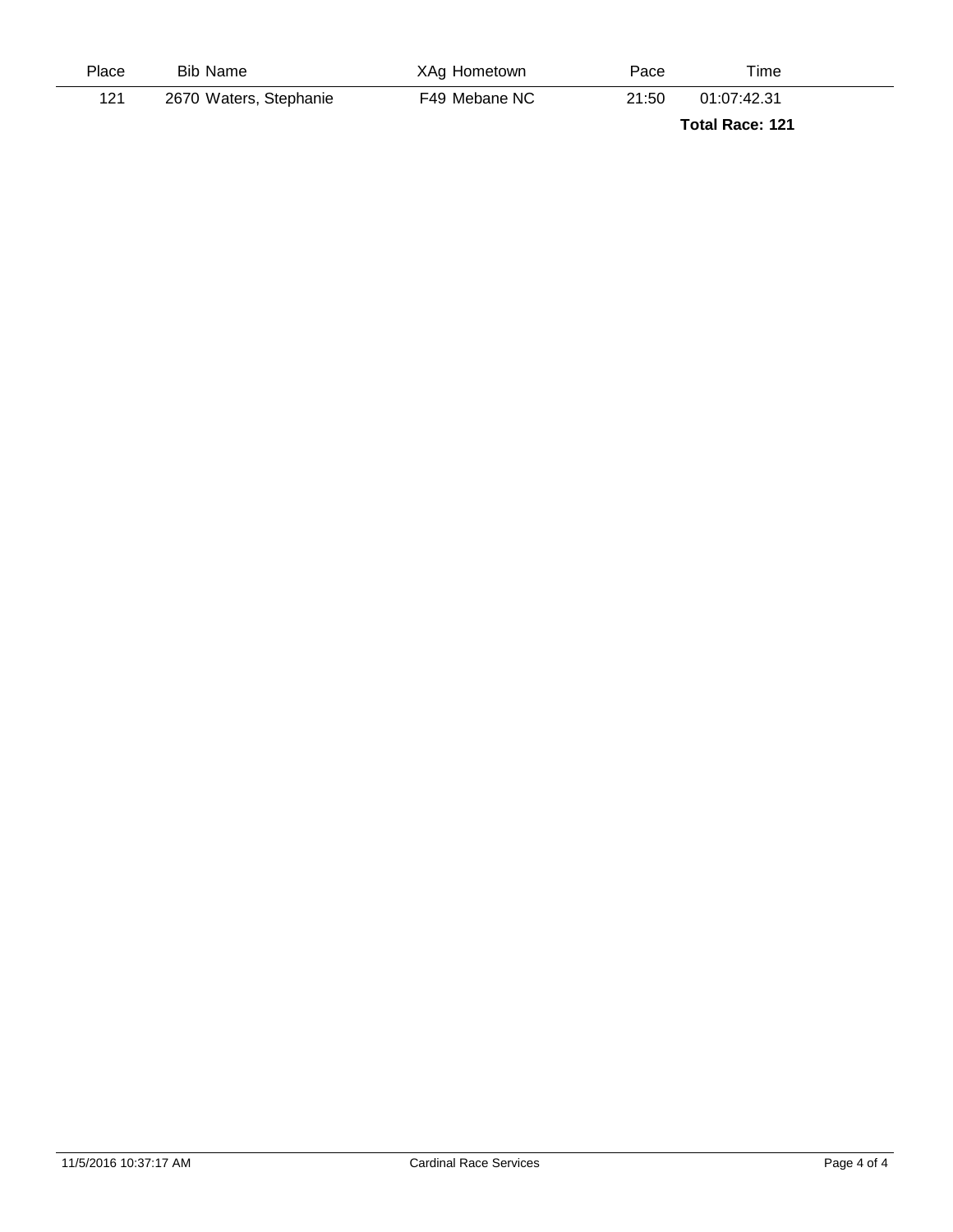| Place | Bib | Name | XAg | Hometown | Pace | Time |
|---|---|---|---|---|---|---|
| 121 | 2670 | Waters, Stephanie | F49 | Mebane NC | 21:50 | 01:07:42.31 |

**Total Race: 121**

11/5/2016 10:37:17 AM

Cardinal Race Services